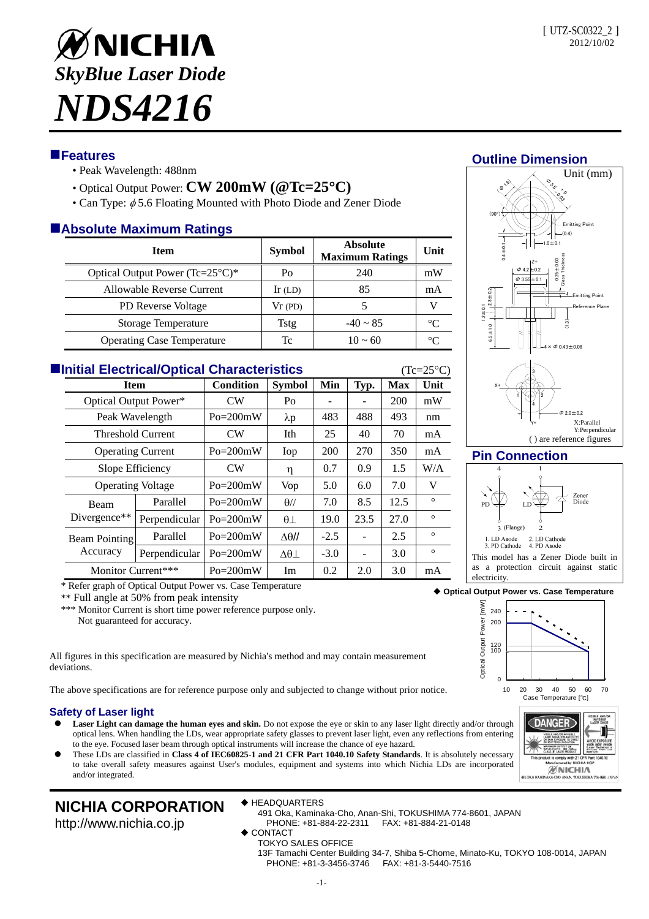[ UTZ-SC0322_2 ]
2012/10/02

# NICHIA

## *SkyBlue Laser Diode*

# *NDS4216*

## Features

- Peak Wavelength: 488nm
- Optical Output Power: **CW 200mW (@Tc=25°C)**
- Can Type: $\phi$5.6 Floating Mounted with Photo Diode and Zener Diode

## Absolute Maximum Ratings

| Item | Symbol | Absolute Maximum Ratings | Unit |
|---|---|---|---|
| Optical Output Power (Tc=25°C)* | Po | 240 | mW |
| Allowable Reverse Current | Ir (LD) | 85 | mA |
| PD Reverse Voltage | Vr (PD) | 5 | V |
| Storage Temperature | Tstg | -40 ~ 85 | °C |
| Operating Case Temperature | Tc | 10 ~ 60 | °C |

## Initial Electrical/Optical Characteristics

(Tc=25°C)

| Item | | Condition | Symbol | Min | Typ. | Max | Unit |
|---|---|---|---|---|---|---|---|
| Optical Output Power* | | CW | Po | - | - | 200 | mW |
| Peak Wavelength | | Po=200mW | $\lambda p$ | 483 | 488 | 493 | nm |
| Threshold Current | | CW | Ith | 25 | 40 | 70 | mA |
| Operating Current | | Po=200mW | Iop | 200 | 270 | 350 | mA |
| Slope Efficiency | | CW | $\eta$ | 0.7 | 0.9 | 1.5 | W/A |
| Operating Voltage | | Po=200mW | Vop | 5.0 | 6.0 | 7.0 | V |
| Beam Divergence** | Parallel | Po=200mW | $\theta//$ | 7.0 | 8.5 | 12.5 | ° |
| | Perpendicular | Po=200mW | $\theta\perp$ | 19.0 | 23.5 | 27.0 | ° |
| Beam Pointing Accuracy | Parallel | Po=200mW | $\Delta\theta//$ | -2.5 | - | 2.5 | ° |
| | Perpendicular | Po=200mW | $\Delta\theta\perp$ | -3.0 | - | 3.0 | ° |
| Monitor Current*** | | Po=200mW | Im | 0.2 | 2.0 | 3.0 | mA |

\* Refer graph of Optical Output Power vs. Case Temperature

** Full angle at 50% from peak intensity

*** Monitor Current is short time power reference purpose only.
Not guaranteed for accuracy.

All figures in this specification are measured by Nichia's method and may contain measurement deviations.

The above specifications are for reference purpose only and subjected to change without prior notice.

## Outline Dimension

Unit (mm)

X:Parallel
Y:Perpendicular
( ) are reference figures

## Pin Connection

1. LD Anode 2. LD Cathode
3. PD Cathode 4. PD Anode

This model has a Zener Diode built in as a protection circuit against static electricity.

◆ **Optical Output Power vs. Case Temperature**

## Safety of Laser light

- **Laser Light can damage the human eyes and skin.** Do not expose the eye or skin to any laser light directly and/or through optical lens. When handling the LDs, wear appropriate safety glasses to prevent laser light, even any reflections from entering to the eye. Focused laser beam through optical instruments will increase the chance of eye hazard.
- These LDs are classified in **Class 4 of IEC60825-1 and 21 CFR Part 1040.10 Safety Standards**. It is absolutely necessary to take overall safety measures against User's modules, equipment and systems into which Nichia LDs are incorporated and/or integrated.

## NICHIA CORPORATION

http://www.nichia.co.jp

◆ HEADQUARTERS
491 Oka, Kaminaka-Cho, Anan-Shi, TOKUSHIMA 774-8601, JAPAN
PHONE: +81-884-22-2311 FAX: +81-884-21-0148

◆ CONTACT
TOKYO SALES OFFICE
13F Tamachi Center Building 34-7, Shiba 5-Chome, Minato-Ku, TOKYO 108-0014, JAPAN
PHONE: +81-3-3456-3746 FAX: +81-3-5440-7516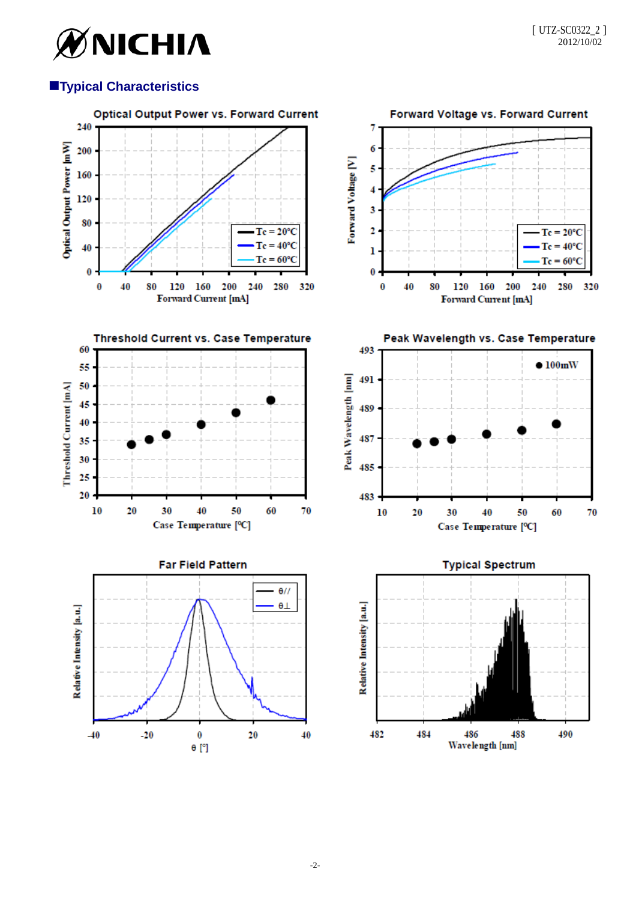## ■Typical Characteristics

Optical Output Power vs. Forward Current

Forward Voltage vs. Forward Current

Threshold Current vs. Case Temperature

Peak Wavelength vs. Case Temperature

Far Field Pattern

Typical Spectrum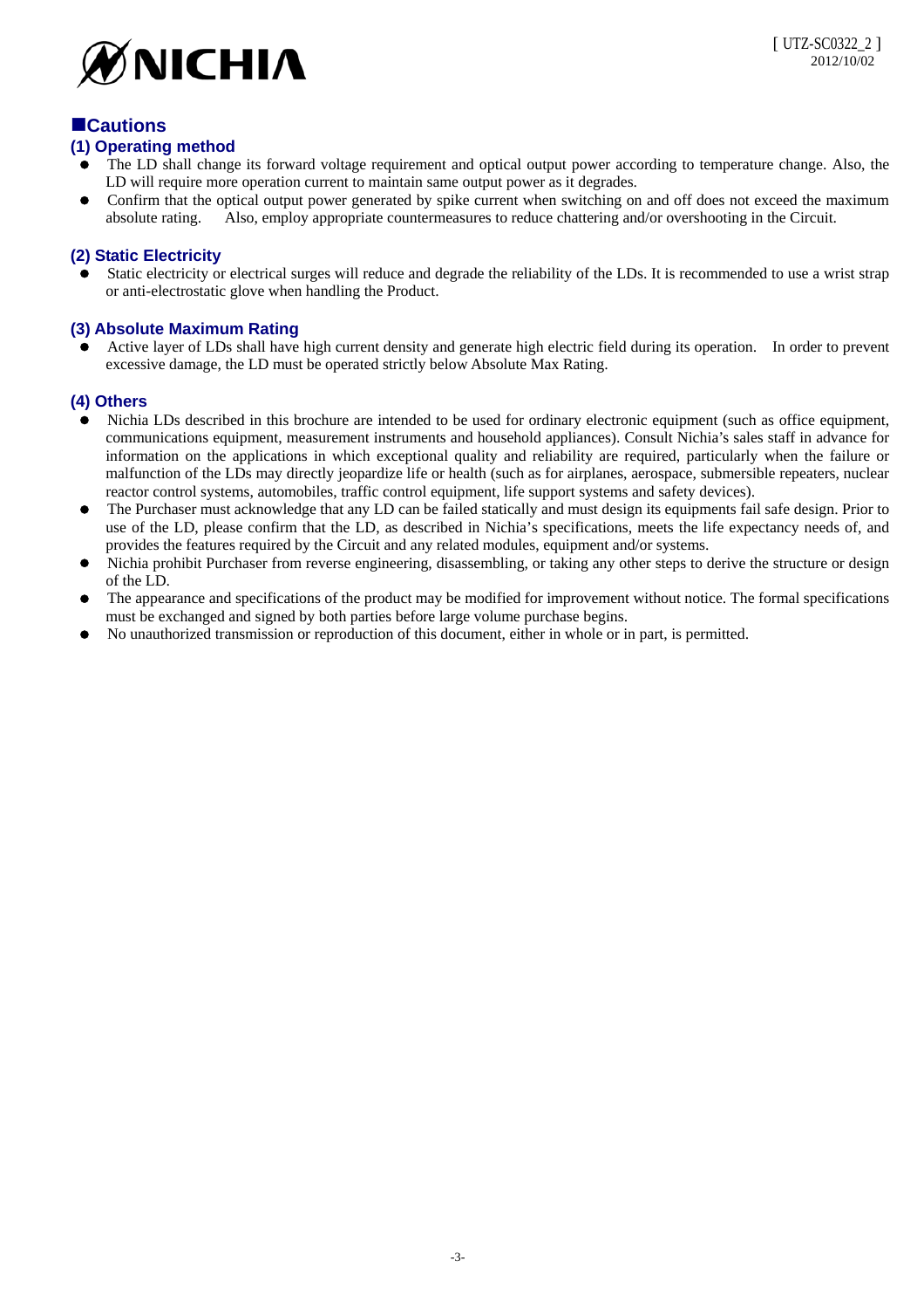## ■Cautions

### (1) Operating method

- The LD shall change its forward voltage requirement and optical output power according to temperature change. Also, the LD will require more operation current to maintain same output power as it degrades.
- Confirm that the optical output power generated by spike current when switching on and off does not exceed the maximum absolute rating. Also, employ appropriate countermeasures to reduce chattering and/or overshooting in the Circuit.

### (2) Static Electricity

- Static electricity or electrical surges will reduce and degrade the reliability of the LDs. It is recommended to use a wrist strap or anti-electrostatic glove when handling the Product.

### (3) Absolute Maximum Rating

- Active layer of LDs shall have high current density and generate high electric field during its operation. In order to prevent excessive damage, the LD must be operated strictly below Absolute Max Rating.

### (4) Others

- Nichia LDs described in this brochure are intended to be used for ordinary electronic equipment (such as office equipment, communications equipment, measurement instruments and household appliances). Consult Nichia's sales staff in advance for information on the applications in which exceptional quality and reliability are required, particularly when the failure or malfunction of the LDs may directly jeopardize life or health (such as for airplanes, aerospace, submersible repeaters, nuclear reactor control systems, automobiles, traffic control equipment, life support systems and safety devices).
- The Purchaser must acknowledge that any LD can be failed statically and must design its equipments fail safe design. Prior to use of the LD, please confirm that the LD, as described in Nichia's specifications, meets the life expectancy needs of, and provides the features required by the Circuit and any related modules, equipment and/or systems.
- Nichia prohibit Purchaser from reverse engineering, disassembling, or taking any other steps to derive the structure or design of the LD.
- The appearance and specifications of the product may be modified for improvement without notice. The formal specifications must be exchanged and signed by both parties before large volume purchase begins.
- No unauthorized transmission or reproduction of this document, either in whole or in part, is permitted.